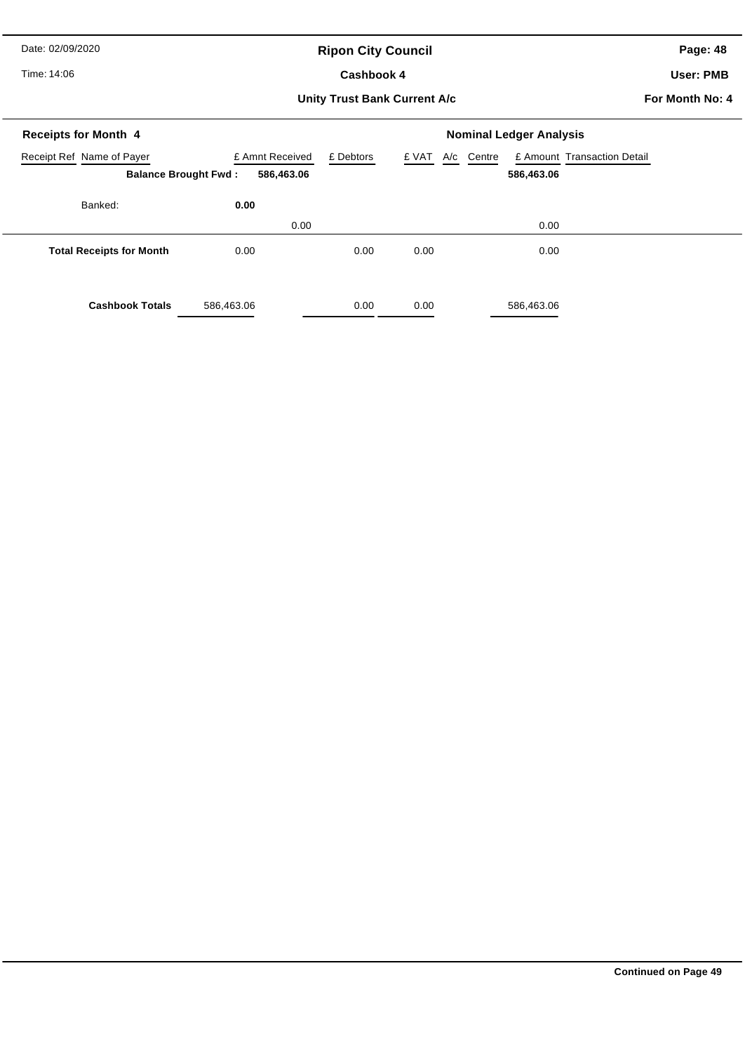# Ripon City Council

## Cashbook 4

### Unity Trust Bank Current A/c

Date: 02/09/2020

Time: 14:06

User: PMB

For Month No: 4

**Receipts for Month 4** | **Nominal Ledger Analysis**

| Receipt Ref | Name of Payer | £ Amnt Received | £ Debtors | £ VAT | A/c | Centre | £ Amount | Transaction Detail |
|---|---|---|---|---|---|---|---|---|
| | **Balance Brought Fwd :** | **586,463.06** | | | | | **586,463.06** | |
| | Banked: | **0.00** | | | | | | |
| | | 0.00 | | | | | 0.00 | |
| | **Total Receipts for Month** | 0.00 | 0.00 | 0.00 | | | 0.00 | |
| | **Cashbook Totals** | 586,463.06 | 0.00 | 0.00 | | | 586,463.06 | |

**Continued on Page 49**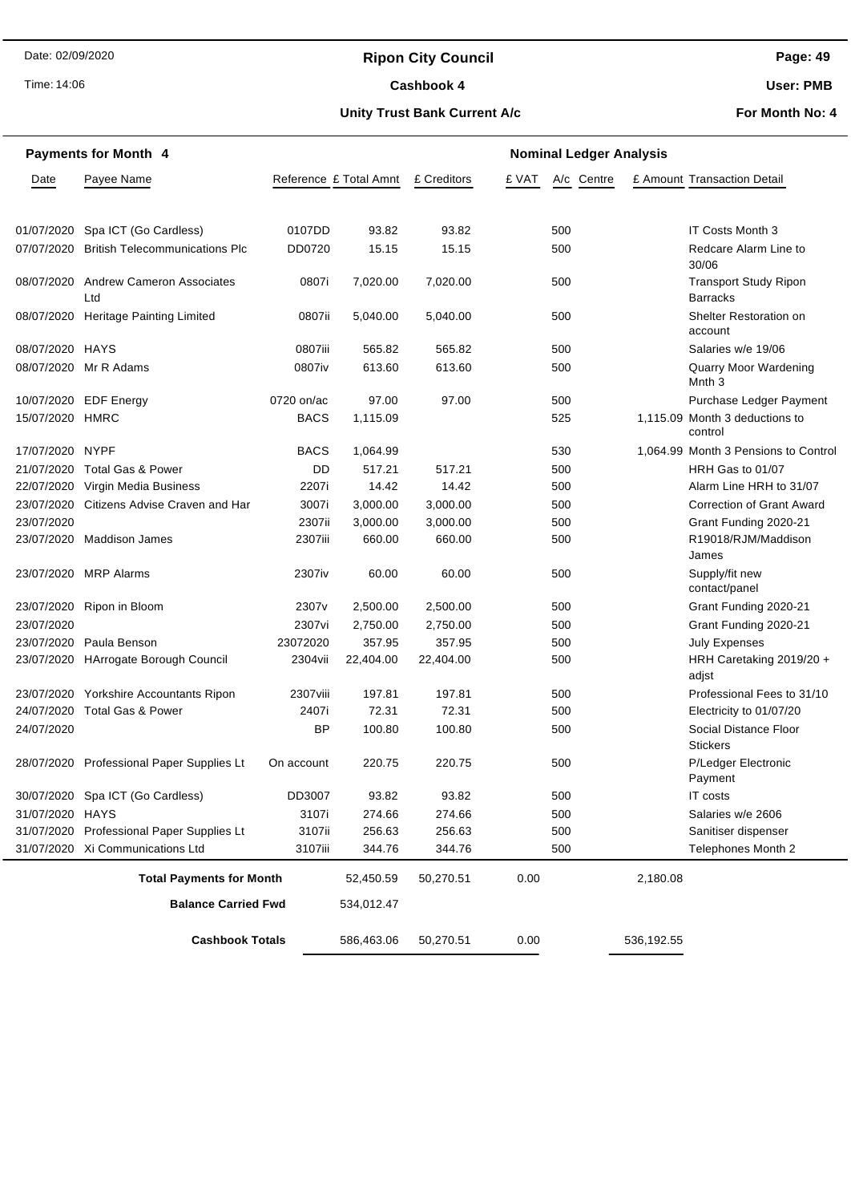Date: 02/09/2020

Time: 14:06

# Ripon City Council

## Cashbook 4

### Unity Trust Bank Current A/c

Page: 49

User: PMB

For Month No: 4

**Payments for Month 4**

**Nominal Ledger Analysis**

| Date | Payee Name | Reference | £ Total Amnt | £ Creditors | £ VAT | A/c | Centre | £ Amount | Transaction Detail |
|---|---|---|---|---|---|---|---|---|---|
| 01/07/2020 | Spa ICT (Go Cardless) | 0107DD | 93.82 | 93.82 | | 500 | | | IT Costs Month 3 |
| 07/07/2020 | British Telecommunications Plc | DD0720 | 15.15 | 15.15 | | 500 | | | Redcare Alarm Line to 30/06 |
| 08/07/2020 | Andrew Cameron Associates Ltd | 0807i | 7,020.00 | 7,020.00 | | 500 | | | Transport Study Ripon Barracks |
| 08/07/2020 | Heritage Painting Limited | 0807ii | 5,040.00 | 5,040.00 | | 500 | | | Shelter Restoration on account |
| 08/07/2020 | HAYS | 0807iii | 565.82 | 565.82 | | 500 | | | Salaries w/e 19/06 |
| 08/07/2020 | Mr R Adams | 0807iv | 613.60 | 613.60 | | 500 | | | Quarry Moor Wardening Mnth 3 |
| 10/07/2020 | EDF Energy | 0720 on/ac | 97.00 | 97.00 | | 500 | | | Purchase Ledger Payment |
| 15/07/2020 | HMRC | BACS | 1,115.09 | | | 525 | | 1,115.09 | Month 3 deductions to control |
| 17/07/2020 | NYPF | BACS | 1,064.99 | | | 530 | | 1,064.99 | Month 3 Pensions to Control |
| 21/07/2020 | Total Gas & Power | DD | 517.21 | 517.21 | | 500 | | | HRH Gas to 01/07 |
| 22/07/2020 | Virgin Media Business | 2207i | 14.42 | 14.42 | | 500 | | | Alarm Line HRH to 31/07 |
| 23/07/2020 | Citizens Advise Craven and Har | 3007i | 3,000.00 | 3,000.00 | | 500 | | | Correction of Grant Award |
| 23/07/2020 | | 2307ii | 3,000.00 | 3,000.00 | | 500 | | | Grant Funding 2020-21 |
| 23/07/2020 | Maddison James | 2307iii | 660.00 | 660.00 | | 500 | | | R19018/RJM/Maddison James |
| 23/07/2020 | MRP Alarms | 2307iv | 60.00 | 60.00 | | 500 | | | Supply/fit new contact/panel |
| 23/07/2020 | Ripon in Bloom | 2307v | 2,500.00 | 2,500.00 | | 500 | | | Grant Funding 2020-21 |
| 23/07/2020 | | 2307vi | 2,750.00 | 2,750.00 | | 500 | | | Grant Funding 2020-21 |
| 23/07/2020 | Paula Benson | 23072020 | 357.95 | 357.95 | | 500 | | | July Expenses |
| 23/07/2020 | HArrogate Borough Council | 2304vii | 22,404.00 | 22,404.00 | | 500 | | | HRH Caretaking 2019/20 + adjst |
| 23/07/2020 | Yorkshire Accountants Ripon | 2307viii | 197.81 | 197.81 | | 500 | | | Professional Fees to 31/10 |
| 24/07/2020 | Total Gas & Power | 2407i | 72.31 | 72.31 | | 500 | | | Electricity to 01/07/20 |
| 24/07/2020 | | BP | 100.80 | 100.80 | | 500 | | | Social Distance Floor Stickers |
| 28/07/2020 | Professional Paper Supplies Lt | On account | 220.75 | 220.75 | | 500 | | | P/Ledger Electronic Payment |
| 30/07/2020 | Spa ICT (Go Cardless) | DD3007 | 93.82 | 93.82 | | 500 | | | IT costs |
| 31/07/2020 | HAYS | 3107i | 274.66 | 274.66 | | 500 | | | Salaries w/e 2606 |
| 31/07/2020 | Professional Paper Supplies Lt | 3107ii | 256.63 | 256.63 | | 500 | | | Sanitiser dispenser |
| 31/07/2020 | Xi Communications Ltd | 3107iii | 344.76 | 344.76 | | 500 | | | Telephones Month 2 |
| | **Total Payments for Month** | | 52,450.59 | 50,270.51 | 0.00 | | | 2,180.08 | |
| | **Balance Carried Fwd** | | 534,012.47 | | | | | | |
| | **Cashbook Totals** | | 586,463.06 | 50,270.51 | 0.00 | | | 536,192.55 | |